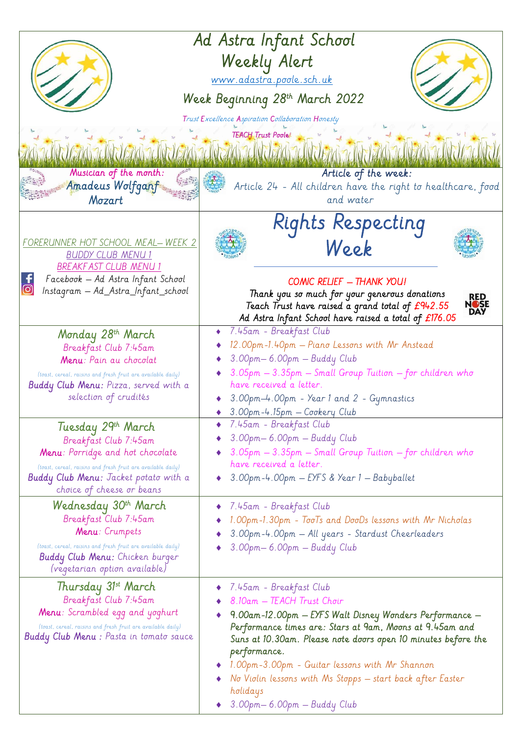# Ad Astra Infant School
## Weekly Alert

www.adastra.poole.sch.uk

## Week Beginning 28th March 2022

*Trust Excellence Aspiration Collaboration Honesty*

TEACH Trust Poole

**Musician of the month:** Amadeus Wolfganf Mozart

**Article of the week:** Article 24 - All children have the right to healthcare, food and water

FORERUNNER HOT SCHOOL MEAL– WEEK 2
BUDDY CLUB MENU 1
BREAKFAST CLUB MENU 1

Facebook – Ad Astra Infant School
Instagram – Ad_Astra_Infant_school

# Rights Respecting Week

**COMIC RELIEF – THANK YOU!**

Thank you so much for your generous donations
Teach Trust have raised a grand total of £942.55
Ad Astra Infant School have raised a total of £176.05

RED NOSE DAY

| Day | Activities |
|---|---|
| **Monday 28th March**<br>Breakfast Club 7:45am<br>**Menu**: Pain au chocolat<br>(toast, cereal, raisins and fresh fruit are available daily)<br>**Buddy Club Menu:** Pizza, served with a selection of crudités | ♦ 7.45am - Breakfast Club<br>♦ 12.00pm-1.40pm – Piano Lessons with Mr Anstead<br>♦ 3.00pm– 6.00pm – Buddy Club<br>♦ 3.05pm – 3.35pm – Small Group Tuition – for children who have received a letter.<br>♦ 3.00pm–4.00pm - Year 1 and 2 - Gymnastics<br>♦ 3.00pm-4.15pm – Cookery Club |
| **Tuesday 29th March**<br>Breakfast Club 7:45am<br>**Menu**: Porridge and hot chocolate<br>(toast, cereal, raisins and fresh fruit are available daily)<br>**Buddy Club Menu:** Jacket potato with a choice of cheese or beans | ♦ 7.45am - Breakfast Club<br>♦ 3.00pm– 6.00pm – Buddy Club<br>♦ 3.05pm – 3.35pm – Small Group Tuition – for children who have received a letter.<br>♦ 3.00pm-4.00pm – EYFS & Year 1 – Babyballet |
| **Wednesday 30th March**<br>Breakfast Club 7:45am<br>**Menu**: Crumpets<br>(toast, cereal, raisins and fresh fruit are available daily)<br>**Buddy Club Menu:** Chicken burger (vegetarian option available) | ♦ 7.45am - Breakfast Club<br>♦ 1.00pm-1.30pm - TooTs and DooDs lessons with Mr Nicholas<br>♦ 3.00pm-4.00pm – All years - Stardust Cheerleaders<br>♦ 3.00pm– 6.00pm – Buddy Club |
| **Thursday 31st March**<br>Breakfast Club 7:45am<br>**Menu**: Scrambled egg and yoghurt<br>(toast, cereal, raisins and fresh fruit are available daily)<br>**Buddy Club Menu :** Pasta in tomato sauce | ♦ 7.45am - Breakfast Club<br>♦ 8.10am – TEACH Trust Choir<br>♦ 9.00am-12.00pm – EYFS Walt Disney Wonders Performance – Performance times are: Stars at 9am, Moons at 9.45am and Suns at 10.30am. Please note doors open 10 minutes before the performance.<br>♦ 1.00pm-3.00pm - Guitar lessons with Mr Shannon<br>♦ No Violin lessons with Ms Stopps – start back after Easter holidays<br>♦ 3.00pm– 6.00pm – Buddy Club |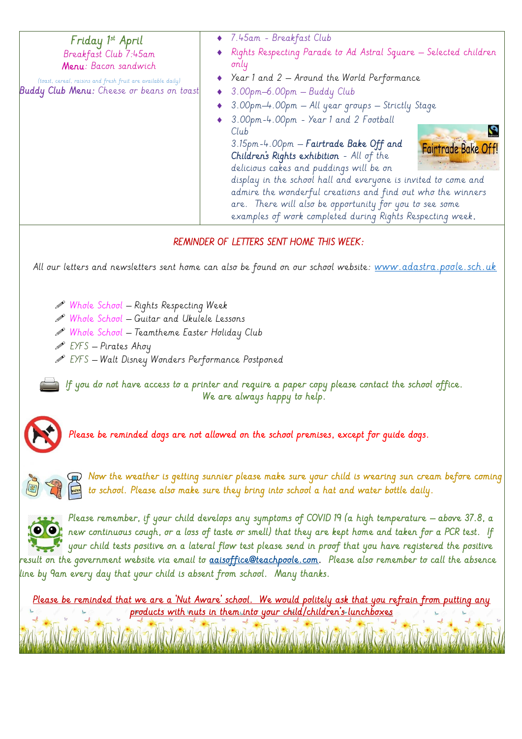| | |
|---|---|
| **Friday 1st April**<br>Breakfast Club 7:45am<br>**Menu**: Bacon sandwich<br>(toast, cereal, raisins and fresh fruit are available daily)<br>**Buddy Club Menu:** Cheese or beans on toast | - 7.45am - Breakfast Club<br>- Rights Respecting Parade to Ad Astral Square – Selected children only<br>- Year 1 and 2 – Around the World Performance<br>- 3.00pm–6.00pm – Buddy Club<br>- 3.00pm–4.00pm – All year groups – Strictly Stage<br>- 3.00pm-4.00pm - Year 1 and 2 Football Club<br>3.15pm-4.00pm – **Fairtrade Bake Off and Children's Rights exhibition** - All of the delicious cakes and puddings will be on display in the school hall and everyone is invited to come and admire the wonderful creations and find out who the winners are. There will also be opportunity for you to see some examples of work completed during Rights Respecting week. |

*REMINDER OF LETTERS SENT HOME THIS WEEK:*

All our letters and newsletters sent home can also be found on our school website: www.adastra.poole.sch.uk

- Whole School – Rights Respecting Week
- Whole School – Guitar and Ukulele Lessons
- Whole School – Teamtheme Easter Holiday Club
- EYFS – Pirates Ahoy
- EYFS – Walt Disney Wonders Performance Postponed

If you do not have access to a printer and require a paper copy please contact the school office.
We are always happy to help.

Please be reminded dogs are not allowed on the school premises, except for guide dogs.

Now the weather is getting sunnier please make sure your child is wearing sun cream before coming to school. Please also make sure they bring into school a hat and water bottle daily.

Please remember, if your child develops any symptoms of COVID 19 (a high temperature – above 37.8, a new continuous cough, or a loss of taste or smell) that they are kept home and taken for a PCR test. If your child tests positive on a lateral flow test please send in proof that you have registered the positive result on the government website via email to aaisoffice@teachpoole.com. Please also remember to call the absence line by 9am every day that your child is absent from school. Many thanks.

Please be reminded that we are a 'Nut Aware' school. We would politely ask that you refrain from putting any products with nuts in them into your child/children's lunchboxes